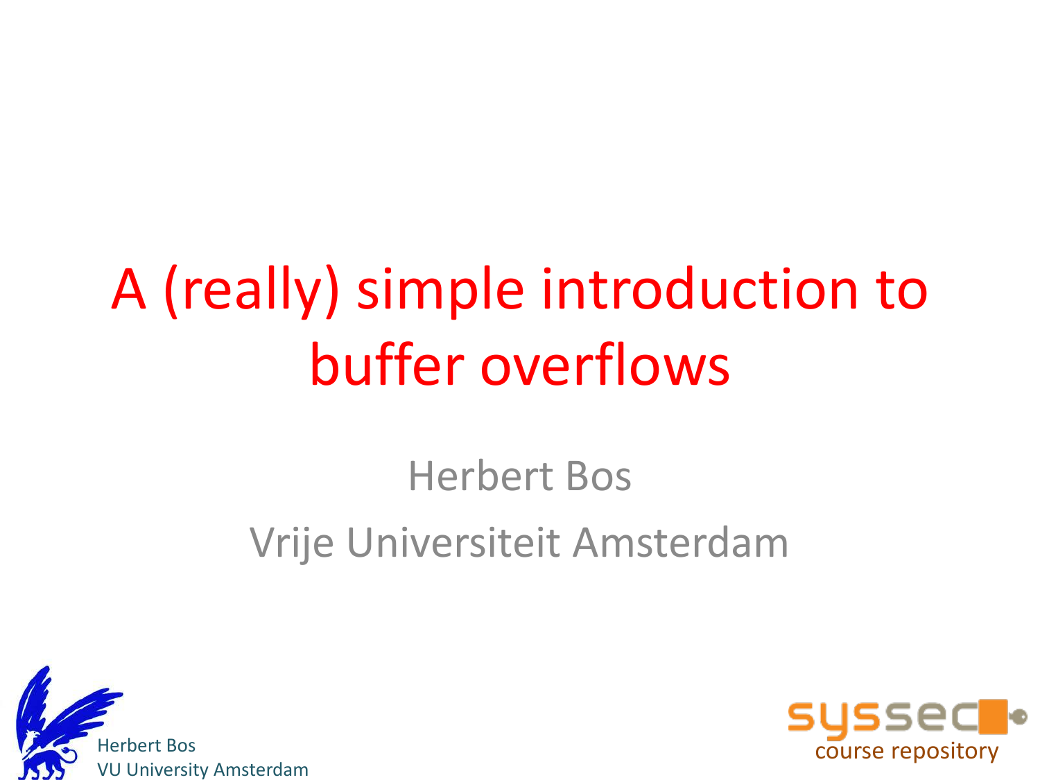# A (really) simple introduction to buffer overflows

Herbert Bos

Vrije Universiteit Amsterdam

Herbert Bos
VU University Amsterdam

syssec
course repository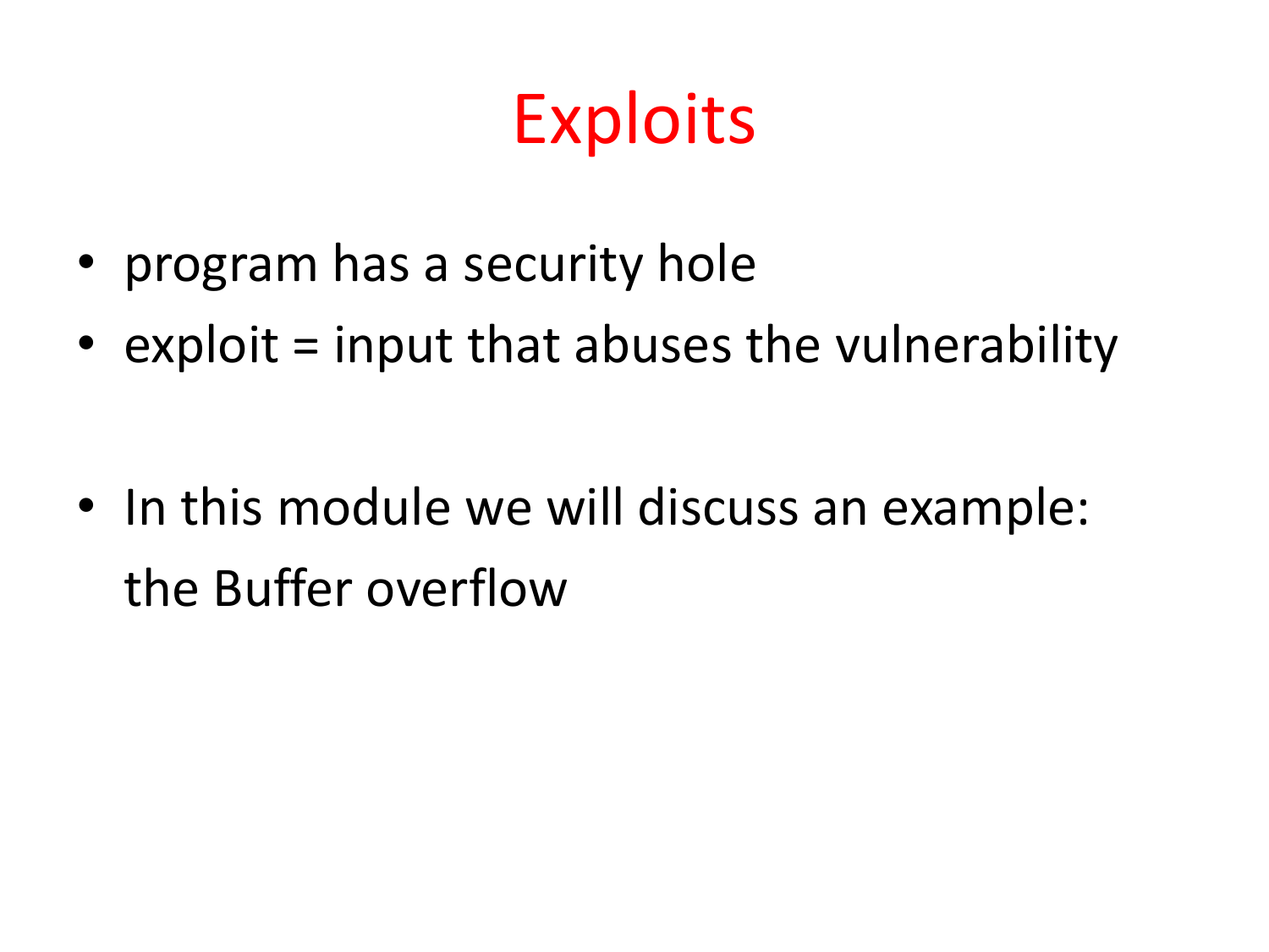# Exploits

- program has a security hole
- exploit = input that abuses the vulnerability

- In this module we will discuss an example: the Buffer overflow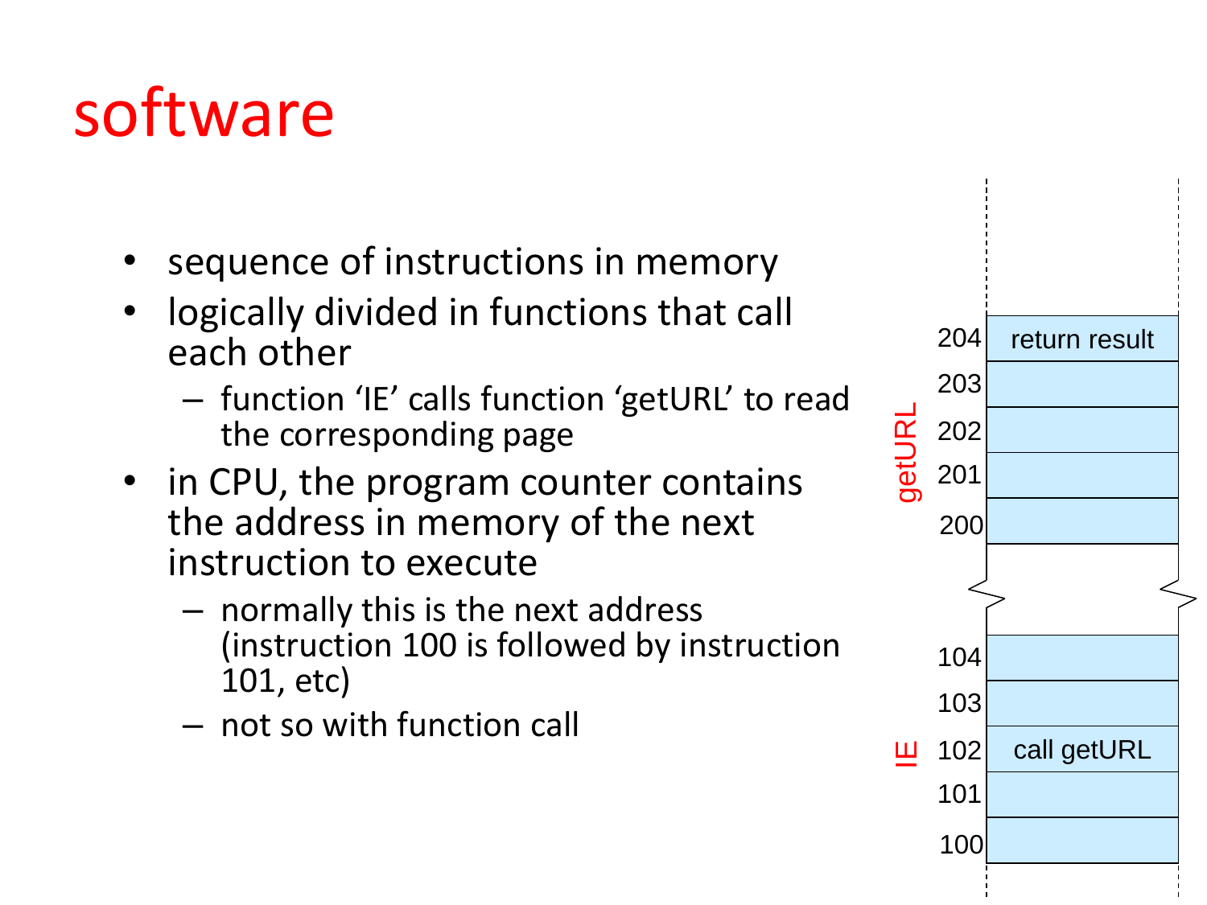# software

- sequence of instructions in memory
- logically divided in functions that call each other
  - function 'IE' calls function 'getURL' to read the corresponding page
- in CPU, the program counter contains the address in memory of the next instruction to execute
  - normally this is the next address (instruction 100 is followed by instruction 101, etc)
  - not so with function call

| | Address | Instruction |
|---|---|---|
| getURL | 204 | return result |
| | 203 | |
| | 202 | |
| | 201 | |
| | 200 | |
| IE | 104 | |
| | 103 | |
| | 102 | call getURL |
| | 101 | |
| | 100 | |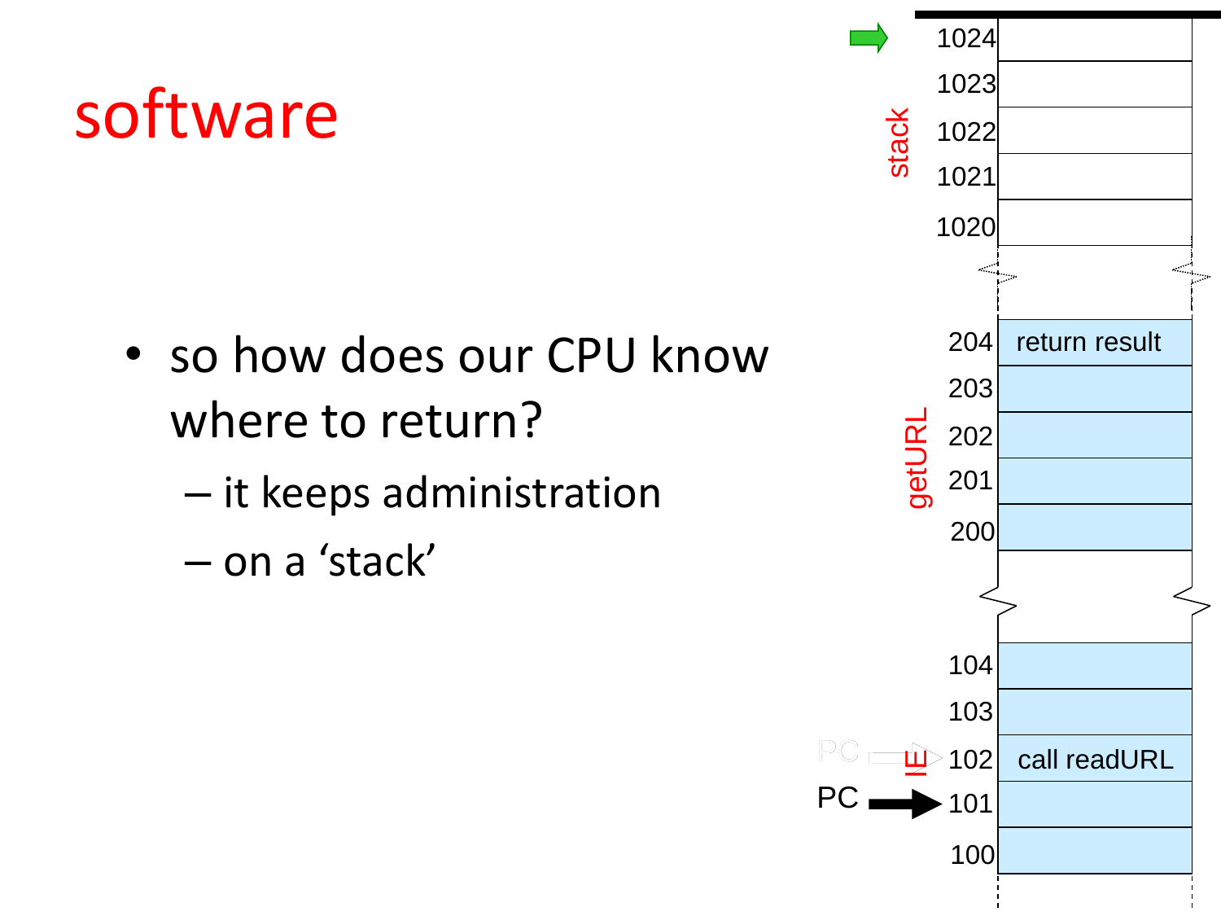# software

- so how does our CPU know where to return?
  - it keeps administration
  - on a ‘stack’

stack

| | |
|---|---|
| 1024 | |
| 1023 | |
| 1022 | |
| 1021 | |
| 1020 | |

getURL

| | |
|---|---|
| 204 | return result |
| 203 | |
| 202 | |
| 201 | |
| 200 | |

| | |
|---|---|
| 104 | |
| 103 | |
| 102 | call readURL |
| 101 | |
| 100 | |

PC → 101

PC, IE → 102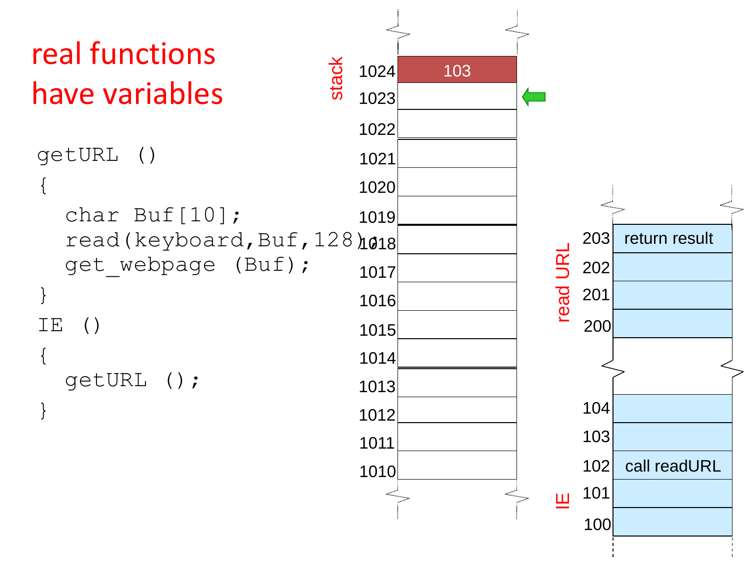# real functions have variables

```
getURL ()
{
  char Buf[10];
  read(keyboard,Buf,128);
  get_webpage (Buf);
}
IE ()
{
  getURL ();
}
```

**stack**

| Address | Content |
|---|---|
| 1024 | 103 |
| 1023 | |
| 1022 | |
| 1021 | |
| 1020 | |
| 1019 | |
| 1018 | |
| 1017 | |
| 1016 | |
| 1015 | |
| 1014 | |
| 1013 | |
| 1012 | |
| 1011 | |
| 1010 | |

**read URL**

| Address | Content |
|---|---|
| 203 | return result |
| 202 | |
| 201 | |
| 200 | |

**IE**

| Address | Content |
|---|---|
| 104 | |
| 103 | |
| 102 | call readURL |
| 101 | |
| 100 | |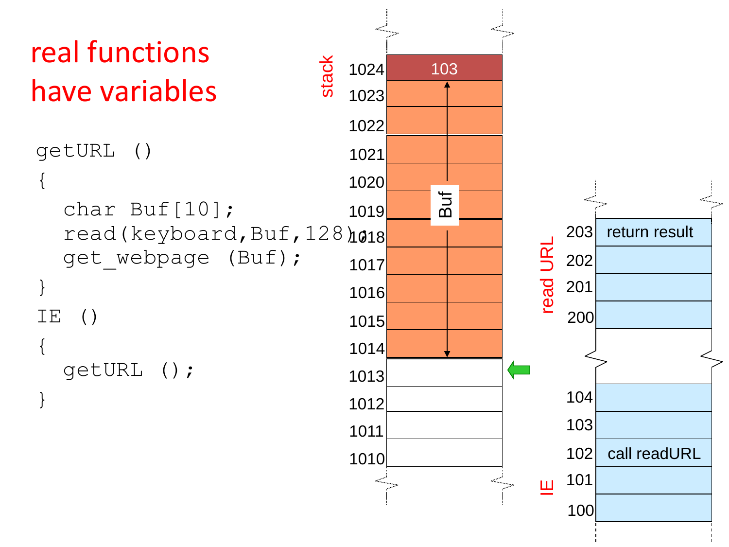# real functions have variables

```
getURL ()
{
  char Buf[10];
  read(keyboard,Buf,128);
  get_webpage (Buf);
}
IE ()
{
  getURL ();
}
```

stack

| Address | Content |
|---|---|
| 1024 | 103 |
| 1023 | Buf |
| 1022 | Buf |
| 1021 | Buf |
| 1020 | Buf |
| 1019 | Buf |
| 1018 | Buf |
| 1017 | Buf |
| 1016 | Buf |
| 1015 | Buf |
| 1014 | Buf |
| 1013 | |
| 1012 | |
| 1011 | |
| 1010 | |

read URL

| Address | Content |
|---|---|
| 203 | return result |
| 202 | |
| 201 | |
| 200 | |

IE

| Address | Content |
|---|---|
| 104 | |
| 103 | |
| 102 | call readURL |
| 101 | |
| 100 | |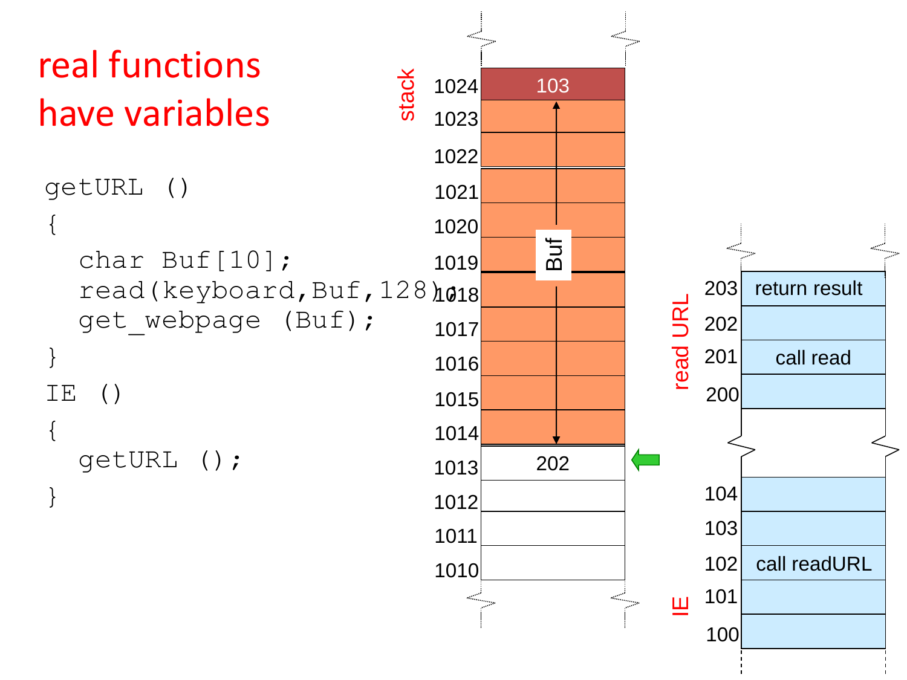# real functions have variables

```
getURL ()
{
  char Buf[10];
  read(keyboard,Buf,128);
  get_webpage (Buf);
}
IE ()
{
  getURL ();
}
```

stack

| Address | Content |
|---|---|
| 1024 | 103 |
| 1023 | Buf |
| 1022 | Buf |
| 1021 | Buf |
| 1020 | Buf |
| 1019 | Buf |
| 1018 | Buf |
| 1017 | Buf |
| 1016 | Buf |
| 1015 | Buf |
| 1014 | Buf |
| 1013 | 202 |
| 1012 | |
| 1011 | |
| 1010 | |

read URL

| Address | Content |
|---|---|
| 203 | return result |
| 202 | |
| 201 | call read |
| 200 | |

IE

| Address | Content |
|---|---|
| 104 | |
| 103 | |
| 102 | call readURL |
| 101 | |
| 100 | |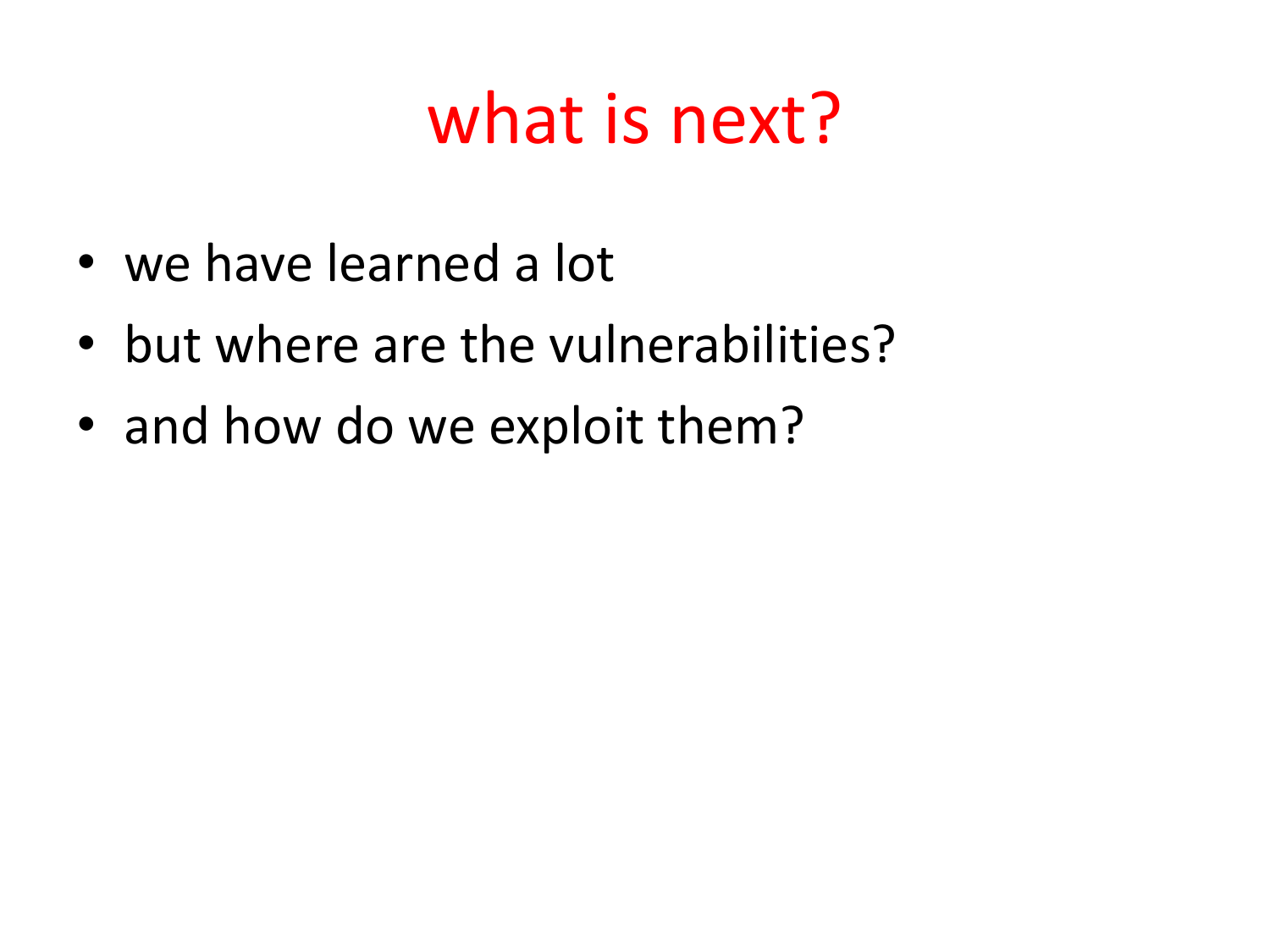# what is next?

- we have learned a lot
- but where are the vulnerabilities?
- and how do we exploit them?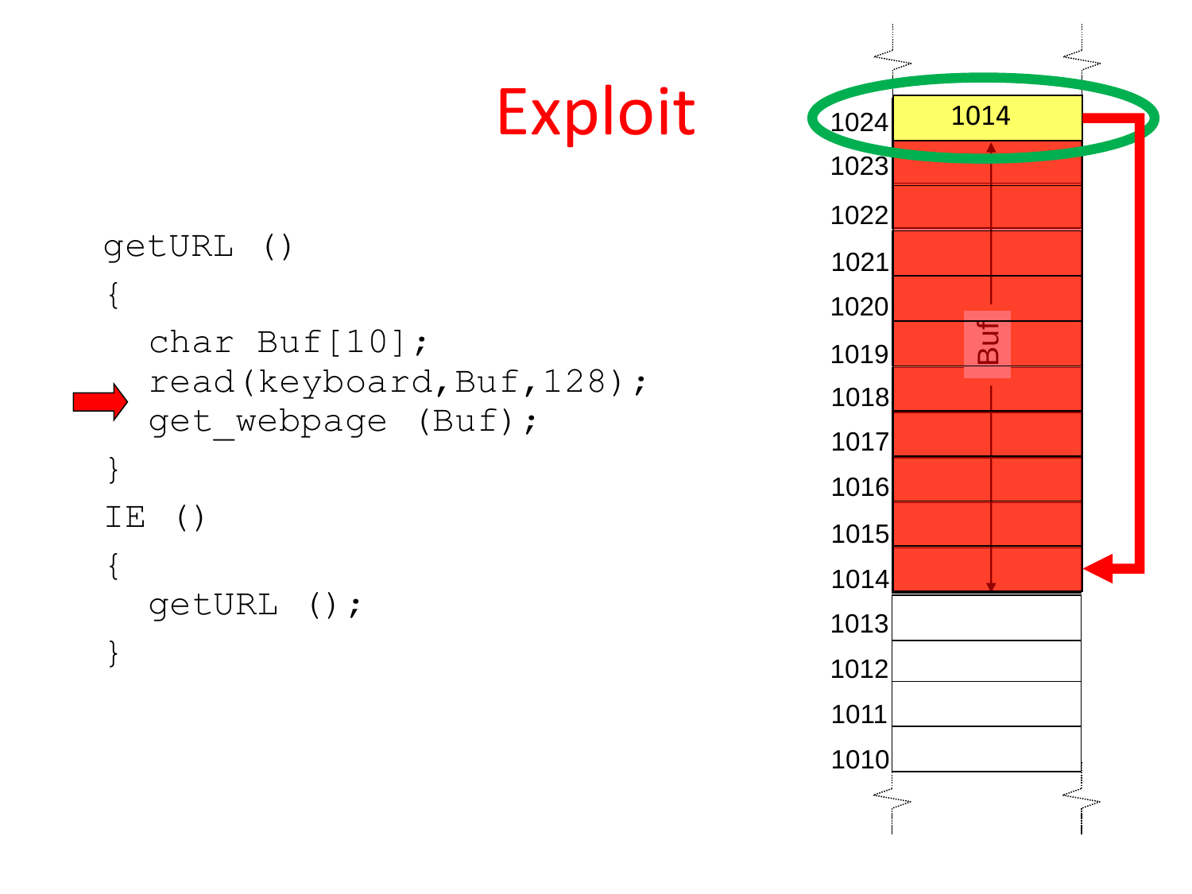# Exploit

```
getURL ()
{
  char Buf[10];
  read(keyboard,Buf,128);
  get_webpage (Buf);
}
IE ()
{
  getURL ();
}
```

| Address | Content |
|---|---|
| 1024 | 1014 |
| 1023 | Buf |
| 1022 | Buf |
| 1021 | Buf |
| 1020 | Buf |
| 1019 | Buf |
| 1018 | Buf |
| 1017 | Buf |
| 1016 | Buf |
| 1015 | Buf |
| 1014 | Buf |
| 1013 | |
| 1012 | |
| 1011 | |
| 1010 | |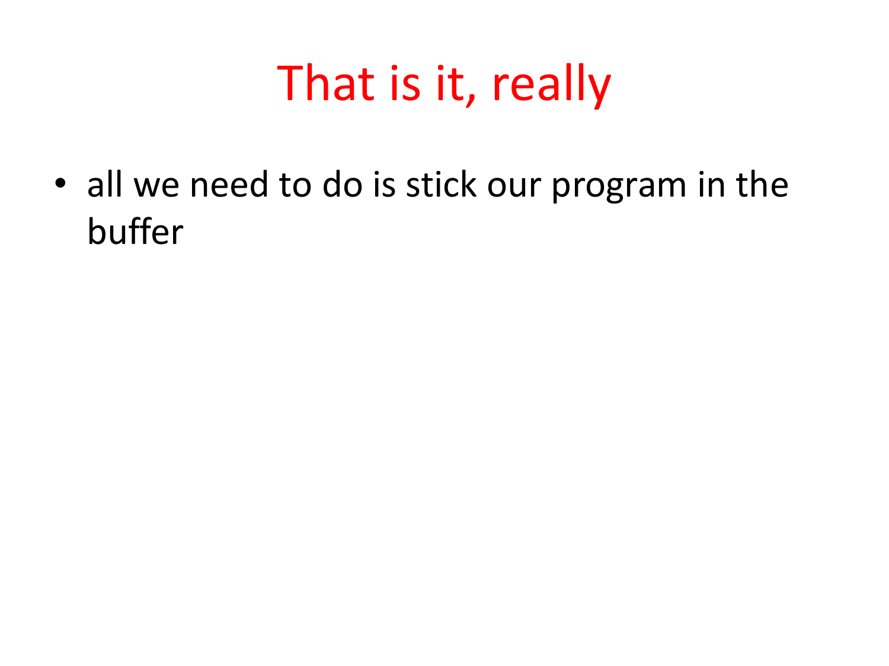# That is it, really

- all we need to do is stick our program in the buffer